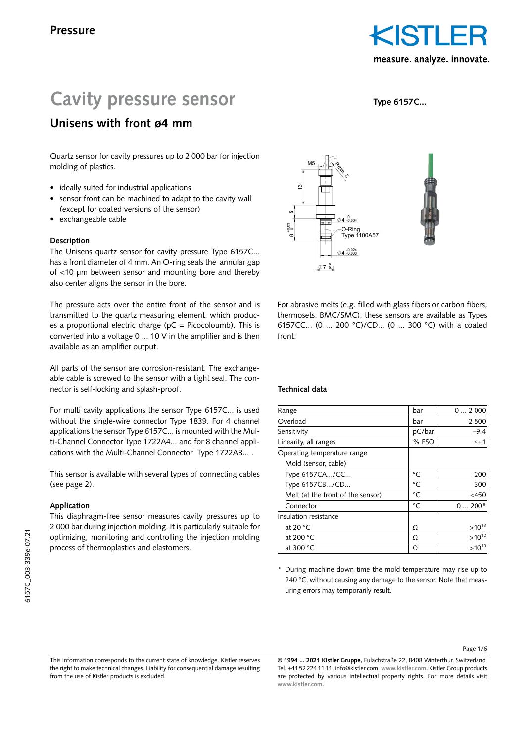Pressure

# Cavity pressure sensor

## Unisens with front ø4 mm

Type 6157C...

Quartz sensor for cavity pressures up to 2 000 bar for injection molding of plastics.

- ideally suited for industrial applications
- sensor front can be machined to adapt to the cavity wall (except for coated versions of the sensor)
- exchangeable cable

### Description

The Unisens quartz sensor for cavity pressure Type 6157C... has a front diameter of 4 mm. An O-ring seals the annular gap of <10 µm between sensor and mounting bore and thereby also center aligns the sensor in the bore.

The pressure acts over the entire front of the sensor and is transmitted to the quartz measuring element, which produces a proportional electric charge (pC = Picocoloumb). This is converted into a voltage 0 ... 10 V in the amplifier and is then available as an amplifier output.

All parts of the sensor are corrosion-resistant. The exchangeable cable is screwed to the sensor with a tight seal. The connector is self-locking and splash-proof.

For multi cavity applications the sensor Type 6157C... is used without the single-wire connector Type 1839. For 4 channel applications the sensor Type 6157C... is mounted with the Multi-Channel Connector Type 1722A4... and for 8 channel applications with the Multi-Channel Connector Type 1722A8... .

This sensor is available with several types of connecting cables (see page 2).

### Application

This diaphragm-free sensor measures cavity pressures up to 2 000 bar during injection molding. It is particularly suitable for optimizing, monitoring and controlling the injection molding process of thermoplastics and elastomers.

For abrasive melts (e.g. filled with glass fibers or carbon fibers, thermosets, BMC/SMC), these sensors are available as Types 6157CC... (0 ... 200 °C)/CD... (0 ... 300 °C) with a coated front.

### Technical data

| | | |
|---|---|---|
| Range | bar | 0 ... 2 000 |
| Overload | bar | 2 500 |
| Sensitivity | pC/bar | –9.4 |
| Linearity, all ranges | % FSO | ≤±1 |
| Operating temperature range | | |
| Mold (sensor, cable) | | |
| Type 6157CA.../CC... | °C | 200 |
| Type 6157CB.../CD... | °C | 300 |
| Melt (at the front of the sensor) | °C | <450 |
| Connector | °C | 0 ... 200* |
| Insulation resistance | | |
| at 20 °C | Ω | $>10^{13}$ |
| at 200 °C | Ω | $>10^{12}$ |
| at 300 °C | Ω | $>10^{10}$ |

\* During machine down time the mold temperature may rise up to 240 °C, without causing any damage to the sensor. Note that measuring errors may temporarily result.

This information corresponds to the current state of knowledge. Kistler reserves the right to make technical changes. Liability for consequential damage resulting from the use of Kistler products is excluded.

**© 1994 ... 2021 Kistler Gruppe,** Eulachstraße 22, 8408 Winterthur, Switzerland Tel. +41 52 224 11 11, info@kistler.com, www.kistler.com. Kistler Group products are protected by various intellectual property rights. For more details visit www.kistler.com.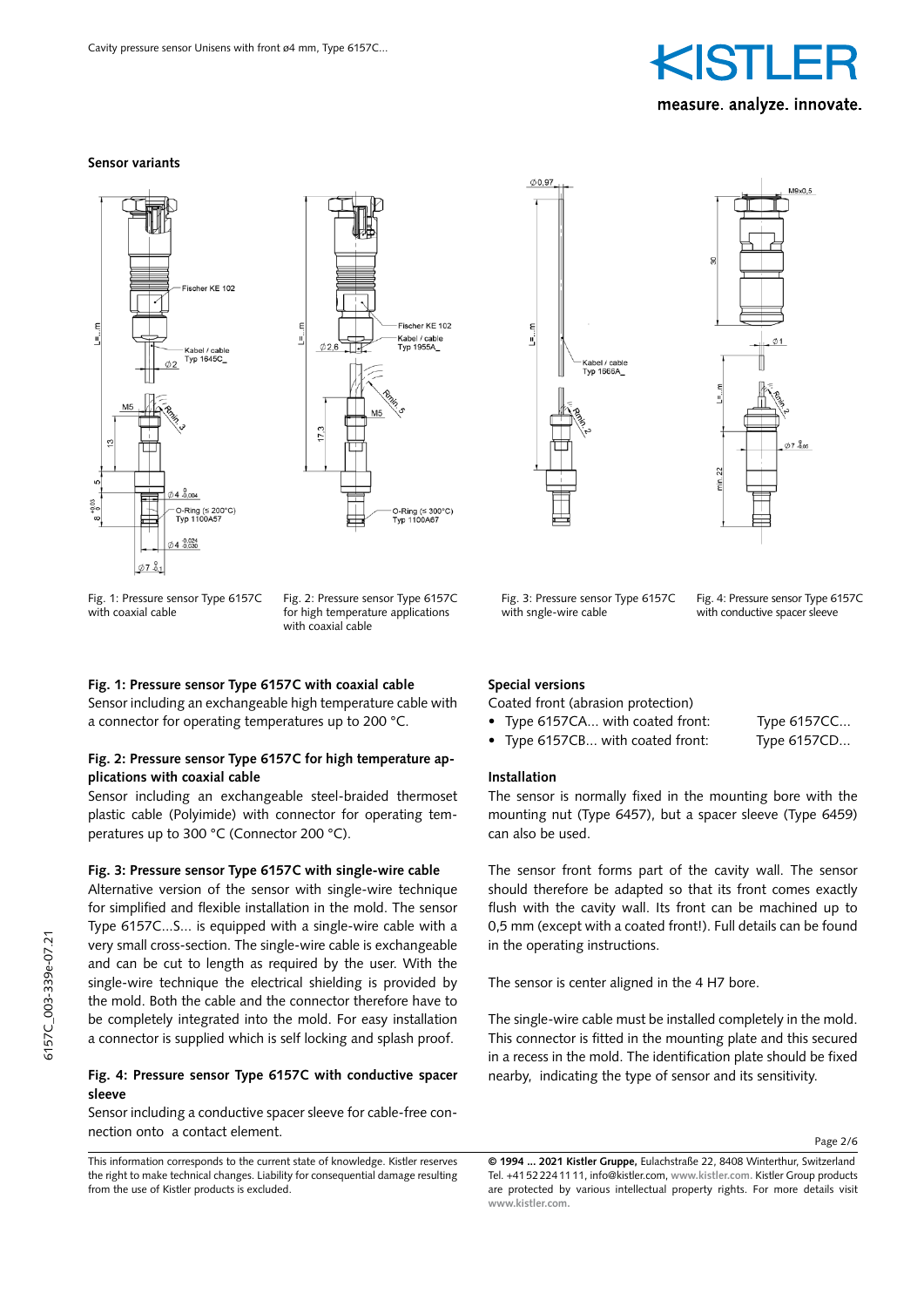## Sensor variants

Fig. 1: Pressure sensor Type 6157C with coaxial cable

Fig. 2: Pressure sensor Type 6157C for high temperature applications with coaxial cable

Fig. 3: Pressure sensor Type 6157C with sngle-wire cable

Fig. 4: Pressure sensor Type 6157C with conductive spacer sleeve

**Fig. 1: Pressure sensor Type 6157C with coaxial cable**
Sensor including an exchangeable high temperature cable with a connector for operating temperatures up to 200 °C.

**Fig. 2: Pressure sensor Type 6157C for high temperature applications with coaxial cable**
Sensor including an exchangeable steel-braided thermoset plastic cable (Polyimide) with connector for operating temperatures up to 300 °C (Connector 200 °C).

**Fig. 3: Pressure sensor Type 6157C with single-wire cable**
Alternative version of the sensor with single-wire technique for simplified and flexible installation in the mold. The sensor Type 6157C...S... is equipped with a single-wire cable with a very small cross-section. The single-wire cable is exchangeable and can be cut to length as required by the user. With the single-wire technique the electrical shielding is provided by the mold. Both the cable and the connector therefore have to be completely integrated into the mold. For easy installation a connector is supplied which is self locking and splash proof.

**Fig. 4: Pressure sensor Type 6157C with conductive spacer sleeve**
Sensor including a conductive spacer sleeve for cable-free connection onto a contact element.

### Special versions

Coated front (abrasion protection)

- Type 6157CA... with coated front: Type 6157CC...
- Type 6157CB... with coated front: Type 6157CD...

### Installation

The sensor is normally fixed in the mounting bore with the mounting nut (Type 6457), but a spacer sleeve (Type 6459) can also be used.

The sensor front forms part of the cavity wall. The sensor should therefore be adapted so that its front comes exactly flush with the cavity wall. Its front can be machined up to 0,5 mm (except with a coated front!). Full details can be found in the operating instructions.

The sensor is center aligned in the 4 H7 bore.

The single-wire cable must be installed completely in the mold. This connector is fitted in the mounting plate and this secured in a recess in the mold. The identification plate should be fixed nearby, indicating the type of sensor and its sensitivity.

This information corresponds to the current state of knowledge. Kistler reserves the right to make technical changes. Liability for consequential damage resulting from the use of Kistler products is excluded.

**© 1994 ... 2021 Kistler Gruppe,** Eulachstraße 22, 8408 Winterthur, Switzerland Tel. +41 52 224 11 11, info@kistler.com, www.kistler.com. Kistler Group products are protected by various intellectual property rights. For more details visit www.kistler.com.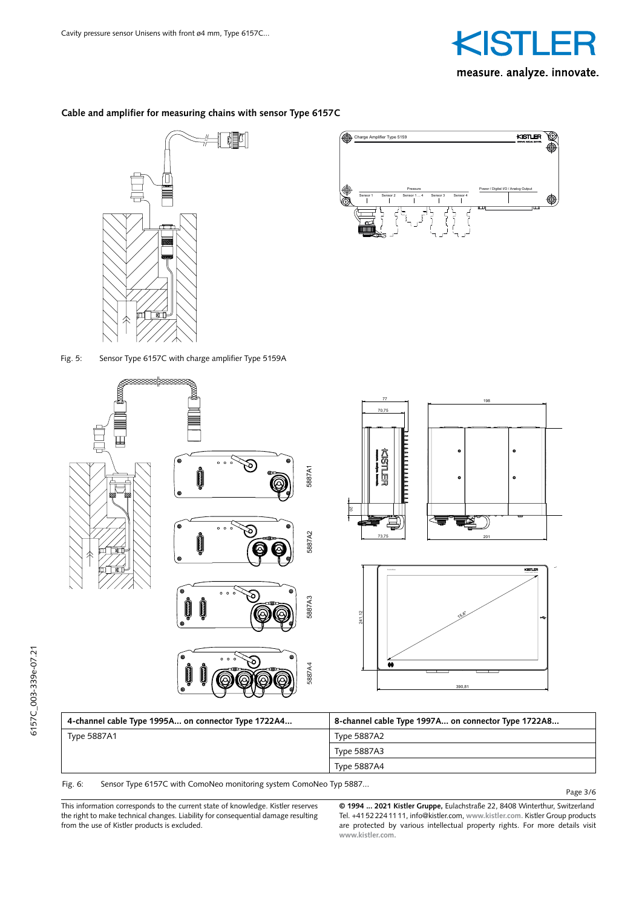## Cable and amplifier for measuring chains with sensor Type 6157C

Fig. 5: Sensor Type 6157C with charge amplifier Type 5159A

| 4-channel cable Type 1995A... on connector Type 1722A4... | 8-channel cable Type 1997A... on connector Type 1722A8... |
|---|---|
| Type 5887A1 | Type 5887A2 |
| | Type 5887A3 |
| | Type 5887A4 |

Fig. 6: Sensor Type 6157C with ComoNeo monitoring system ComoNeo Typ 5887...

This information corresponds to the current state of knowledge. Kistler reserves the right to make technical changes. Liability for consequential damage resulting from the use of Kistler products is excluded.

**© 1994 ... 2021 Kistler Gruppe,** Eulachstraße 22, 8408 Winterthur, Switzerland Tel. +41 52 224 11 11, info@kistler.com, www.kistler.com. Kistler Group products are protected by various intellectual property rights. For more details visit www.kistler.com.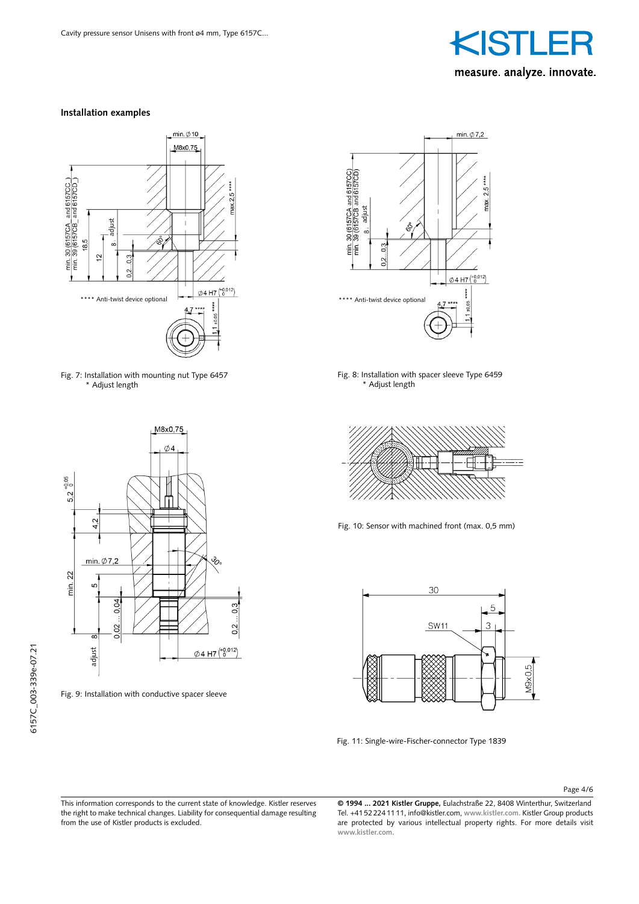## Installation examples

Fig. 7: Installation with mounting nut Type 6457
\* Adjust length

Fig. 8: Installation with spacer sleeve Type 6459
\* Adjust length

Fig. 9: Installation with conductive spacer sleeve

Fig. 10: Sensor with machined front (max. 0,5 mm)

Fig. 11: Single-wire-Fischer-connector Type 1839

This information corresponds to the current state of knowledge. Kistler reserves the right to make technical changes. Liability for consequential damage resulting from the use of Kistler products is excluded.

**© 1994 ... 2021 Kistler Gruppe,** Eulachstraße 22, 8408 Winterthur, Switzerland
Tel. +41 52 224 11 11, info@kistler.com, www.kistler.com. Kistler Group products are protected by various intellectual property rights. For more details visit www.kistler.com.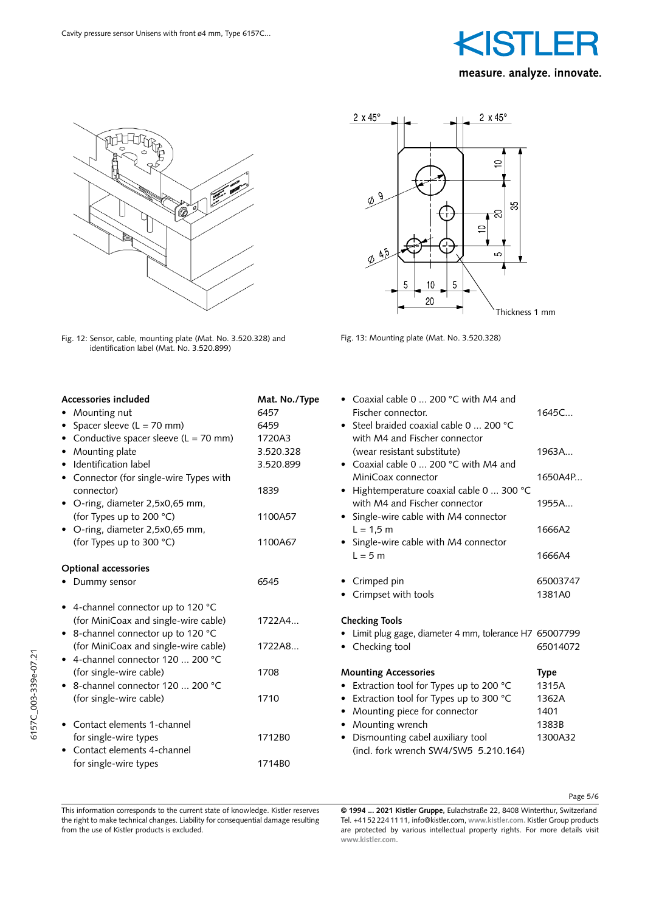Fig. 12: Sensor, cable, mounting plate (Mat. No. 3.520.328) and identification label (Mat. No. 3.520.899)

Fig. 13: Mounting plate (Mat. No. 3.520.328)

| Accessories included | Mat. No./Type |
|---|---|
| • Mounting nut | 6457 |
| • Spacer sleeve (L = 70 mm) | 6459 |
| • Conductive spacer sleeve (L = 70 mm) | 1720A3 |
| • Mounting plate | 3.520.328 |
| • Identification label | 3.520.899 |
| • Connector (for single-wire Types with connector) | 1839 |
| • O-ring, diameter 2,5x0,65 mm, (for Types up to 200 °C) | 1100A57 |
| • O-ring, diameter 2,5x0,65 mm, (for Types up to 300 °C) | 1100A67 |

| Optional accessories | |
|---|---|
| • Dummy sensor | 6545 |
| • 4-channel connector up to 120 °C (for MiniCoax and single-wire cable) | 1722A4... |
| • 8-channel connector up to 120 °C (for MiniCoax and single-wire cable) | 1722A8... |
| • 4-channel connector 120 ... 200 °C (for single-wire cable) | 1708 |
| • 8-channel connector 120 ... 200 °C (for single-wire cable) | 1710 |
| • Contact elements 1-channel for single-wire types | 1712B0 |
| • Contact elements 4-channel for single-wire types | 1714B0 |
| • Coaxial cable 0 ... 200 °C with M4 and Fischer connector. | 1645C... |
| • Steel braided coaxial cable 0 ... 200 °C with M4 and Fischer connector (wear resistant substitute) | 1963A... |
| • Coaxial cable 0 ... 200 °C with M4 and MiniCoax connector | 1650A4P... |
| • Hightemperature coaxial cable 0 ... 300 °C with M4 and Fischer connector | 1955A... |
| • Single-wire cable with M4 connector L = 1,5 m | 1666A2 |
| • Single-wire cable with M4 connector L = 5 m | 1666A4 |
| • Crimped pin | 65003747 |
| • Crimpset with tools | 1381A0 |

| Checking Tools | |
|---|---|
| • Limit plug gage, diameter 4 mm, tolerance H7 | 65007799 |
| • Checking tool | 65014072 |

| Mounting Accessories | Type |
|---|---|
| • Extraction tool for Types up to 200 °C | 1315A |
| • Extraction tool for Types up to 300 °C | 1362A |
| • Mounting piece for connector | 1401 |
| • Mounting wrench | 1383B |
| • Dismounting cabel auxiliary tool (incl. fork wrench SW4/SW5 5.210.164) | 1300A32 |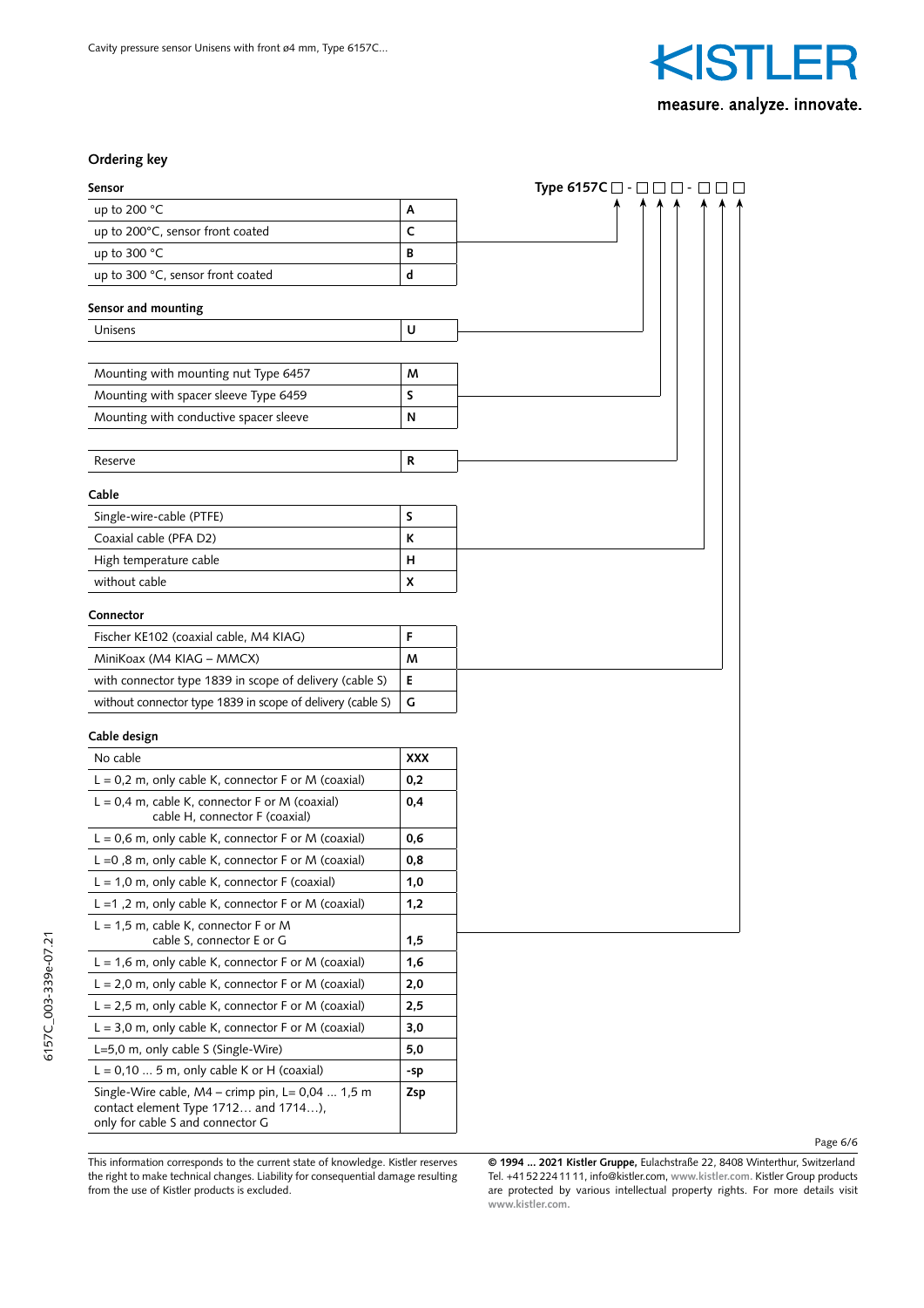## Ordering key

Type 6157C ☐ - ☐ ☐ ☐ - ☐ ☐ ☐

### Sensor

| | |
|---|---|
| up to 200 °C | **A** |
| up to 200°C, sensor front coated | **C** |
| up to 300 °C | **B** |
| up to 300 °C, sensor front coated | **d** |

### Sensor and mounting

| | |
|---|---|
| Unisens | **U** |

| | |
|---|---|
| Mounting with mounting nut Type 6457 | **M** |
| Mounting with spacer sleeve Type 6459 | **S** |
| Mounting with conductive spacer sleeve | **N** |

| | |
|---|---|
| Reserve | **R** |

### Cable

| | |
|---|---|
| Single-wire-cable (PTFE) | **S** |
| Coaxial cable (PFA D2) | **K** |
| High temperature cable | **H** |
| without cable | **X** |

### Connector

| | |
|---|---|
| Fischer KE102 (coaxial cable, M4 KIAG) | **F** |
| MiniKoax (M4 KIAG – MMCX) | **M** |
| with connector type 1839 in scope of delivery (cable S) | **E** |
| without connector type 1839 in scope of delivery (cable S) | **G** |

### Cable design

| | |
|---|---|
| No cable | **XXX** |
| L = 0,2 m, only cable K, connector F or M (coaxial) | **0,2** |
| L = 0,4 m, cable K, connector F or M (coaxial) cable H, connector F (coaxial) | **0,4** |
| L = 0,6 m, only cable K, connector F or M (coaxial) | **0,6** |
| L =0 ,8 m, only cable K, connector F or M (coaxial) | **0,8** |
| L = 1,0 m, only cable K, connector F (coaxial) | **1,0** |
| L =1 ,2 m, only cable K, connector F or M (coaxial) | **1,2** |
| L = 1,5 m, cable K, connector F or M cable S, connector E or G | **1,5** |
| L = 1,6 m, only cable K, connector F or M (coaxial) | **1,6** |
| L = 2,0 m, only cable K, connector F or M (coaxial) | **2,0** |
| L = 2,5 m, only cable K, connector F or M (coaxial) | **2,5** |
| L = 3,0 m, only cable K, connector F or M (coaxial) | **3,0** |
| L=5,0 m, only cable S (Single-Wire) | **5,0** |
| L = 0,10 ... 5 m, only cable K or H (coaxial) | **-sp** |
| Single-Wire cable, M4 – crimp pin, L= 0,04 ... 1,5 m contact element Type 1712… and 1714…), only for cable S and connector G | **Zsp** |

This information corresponds to the current state of knowledge. Kistler reserves the right to make technical changes. Liability for consequential damage resulting from the use of Kistler products is excluded.

**© 1994 ... 2021 Kistler Gruppe,** Eulachstraße 22, 8408 Winterthur, Switzerland Tel. +41 52 224 11 11, info@kistler.com, www.kistler.com. Kistler Group products are protected by various intellectual property rights. For more details visit www.kistler.com.

6157C_003-339e-07.21